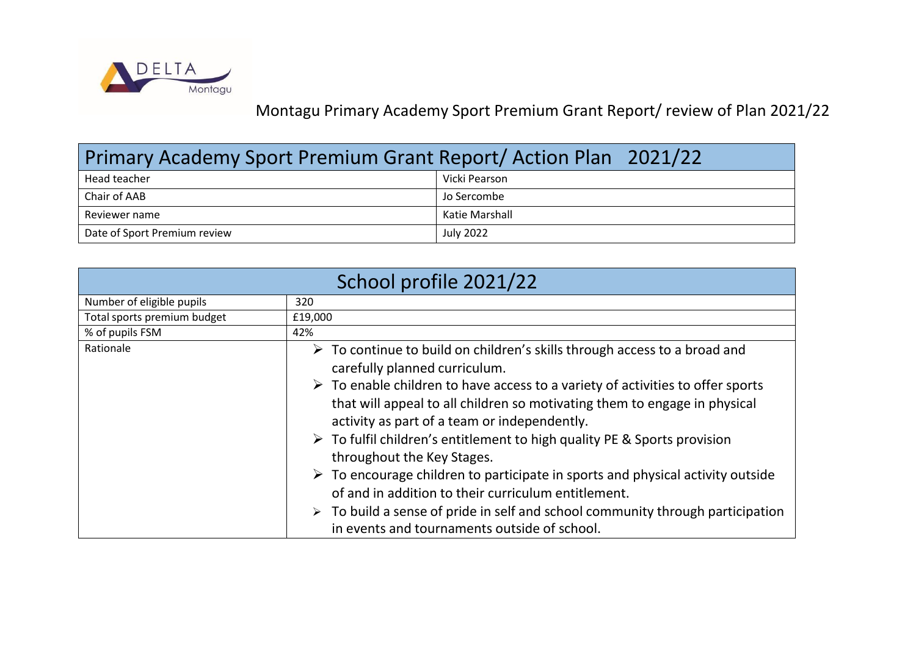DELTA Montagu

# Montagu Primary Academy Sport Premium Grant Report/ review of Plan 2021/22

| Primary Academy Sport Premium Grant Report/ Action Plan 2021/22 | |
|---|---|
| Head teacher | Vicki Pearson |
| Chair of AAB | Jo Sercombe |
| Reviewer name | Katie Marshall |
| Date of Sport Premium review | July 2022 |

| School profile 2021/22 | |
|---|---|
| Number of eligible pupils | 320 |
| Total sports premium budget | £19,000 |
| % of pupils FSM | 42% |
| Rationale | ➢ To continue to build on children's skills through access to a broad and carefully planned curriculum.<br>➢ To enable children to have access to a variety of activities to offer sports that will appeal to all children so motivating them to engage in physical activity as part of a team or independently.<br>➢ To fulfil children's entitlement to high quality PE & Sports provision throughout the Key Stages.<br>➢ To encourage children to participate in sports and physical activity outside of and in addition to their curriculum entitlement.<br>➢ To build a sense of pride in self and school community through participation in events and tournaments outside of school. |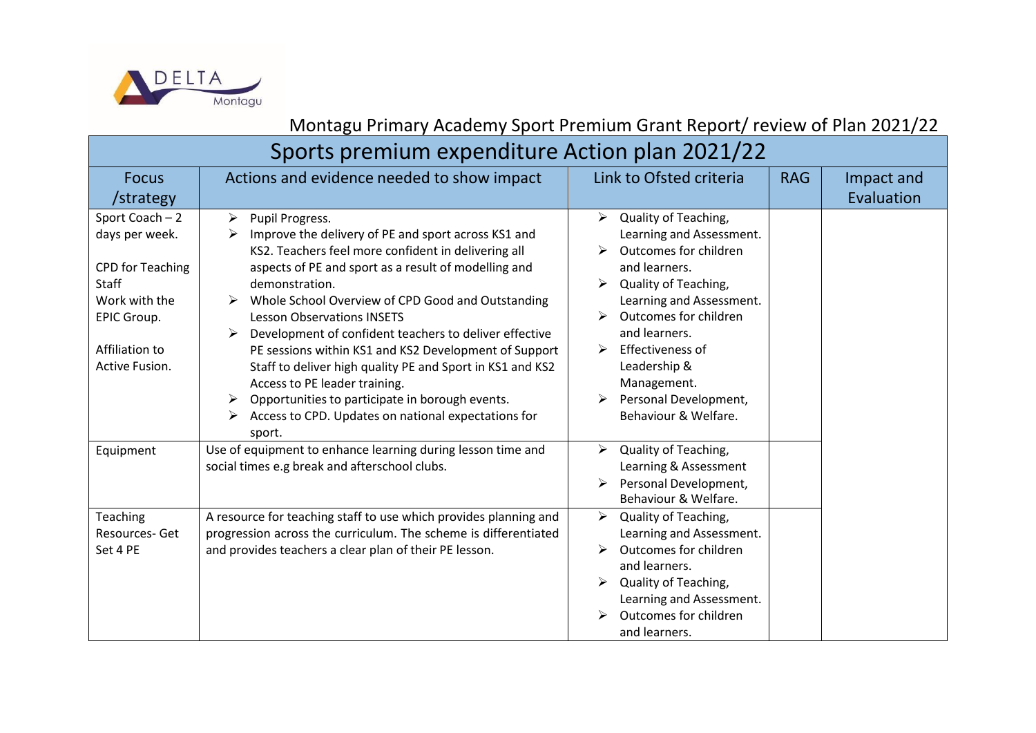Montagu Primary Academy Sport Premium Grant Report/ review of Plan 2021/22

| Sports premium expenditure Action plan 2021/22 | | | | |
|---|---|---|---|---|
| **Focus /strategy** | **Actions and evidence needed to show impact** | **Link to Ofsted criteria** | **RAG** | **Impact and Evaluation** |
| Sport Coach – 2 days per week.<br><br>CPD for Teaching Staff<br>Work with the EPIC Group.<br><br>Affiliation to Active Fusion. | ➢ Pupil Progress.<br>➢ Improve the delivery of PE and sport across KS1 and KS2. Teachers feel more confident in delivering all aspects of PE and sport as a result of modelling and demonstration.<br>➢ Whole School Overview of CPD Good and Outstanding Lesson Observations INSETS<br>➢ Development of confident teachers to deliver effective PE sessions within KS1 and KS2 Development of Support Staff to deliver high quality PE and Sport in KS1 and KS2 Access to PE leader training.<br>➢ Opportunities to participate in borough events.<br>➢ Access to CPD. Updates on national expectations for sport. | ➢ Quality of Teaching, Learning and Assessment.<br>➢ Outcomes for children and learners.<br>➢ Quality of Teaching, Learning and Assessment.<br>➢ Outcomes for children and learners.<br>➢ Effectiveness of Leadership & Management.<br>➢ Personal Development, Behaviour & Welfare. | | |
| Equipment | Use of equipment to enhance learning during lesson time and social times e.g break and afterschool clubs. | ➢ Quality of Teaching, Learning & Assessment<br>➢ Personal Development, Behaviour & Welfare. | | |
| Teaching Resources- Get Set 4 PE | A resource for teaching staff to use which provides planning and progression across the curriculum. The scheme is differentiated and provides teachers a clear plan of their PE lesson. | ➢ Quality of Teaching, Learning and Assessment.<br>➢ Outcomes for children and learners.<br>➢ Quality of Teaching, Learning and Assessment.<br>➢ Outcomes for children and learners. | | |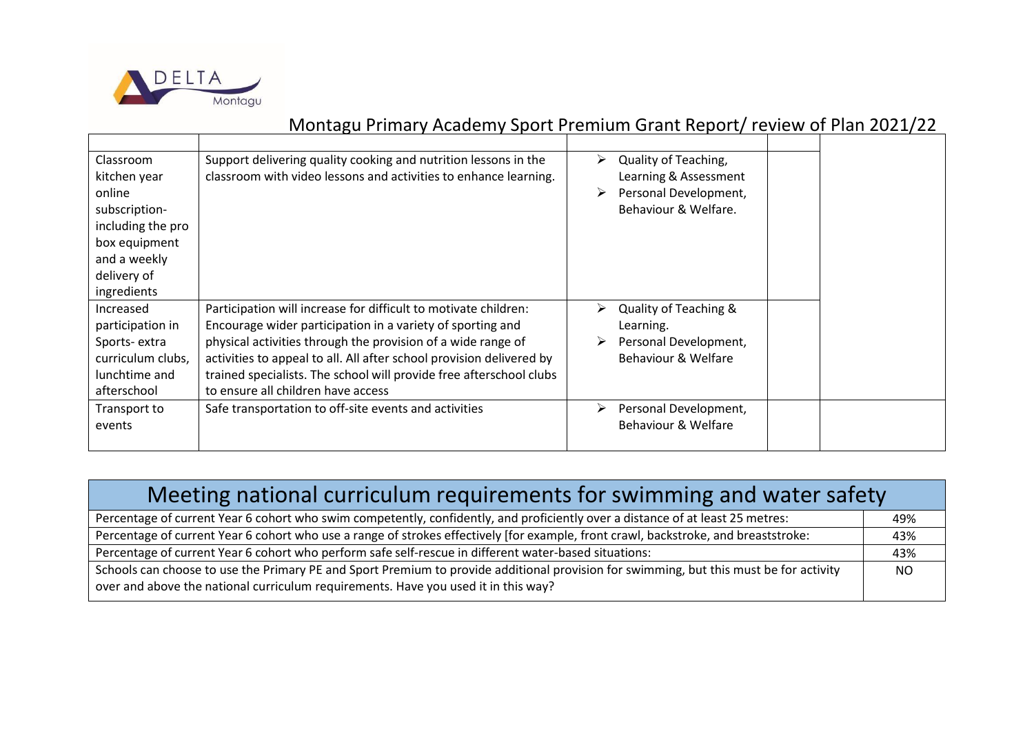# Montagu Primary Academy Sport Premium Grant Report/ review of Plan 2021/22

| | | | | |
|---|---|---|---|---|
| Classroom kitchen year online subscription- including the pro box equipment and a weekly delivery of ingredients | Support delivering quality cooking and nutrition lessons in the classroom with video lessons and activities to enhance learning. | ➢ Quality of Teaching, Learning & Assessment<br>➢ Personal Development, Behaviour & Welfare. | | |
| Increased participation in Sports- extra curriculum clubs, lunchtime and afterschool | Participation will increase for difficult to motivate children: Encourage wider participation in a variety of sporting and physical activities through the provision of a wide range of activities to appeal to all. All after school provision delivered by trained specialists. The school will provide free afterschool clubs to ensure all children have access | ➢ Quality of Teaching & Learning.<br>➢ Personal Development, Behaviour & Welfare | | |
| Transport to events | Safe transportation to off-site events and activities | ➢ Personal Development, Behaviour & Welfare | | |

| Meeting national curriculum requirements for swimming and water safety | |
|---|---|
| Percentage of current Year 6 cohort who swim competently, confidently, and proficiently over a distance of at least 25 metres: | 49% |
| Percentage of current Year 6 cohort who use a range of strokes effectively [for example, front crawl, backstroke, and breaststroke: | 43% |
| Percentage of current Year 6 cohort who perform safe self-rescue in different water-based situations: | 43% |
| Schools can choose to use the Primary PE and Sport Premium to provide additional provision for swimming, but this must be for activity over and above the national curriculum requirements. Have you used it in this way? | NO |